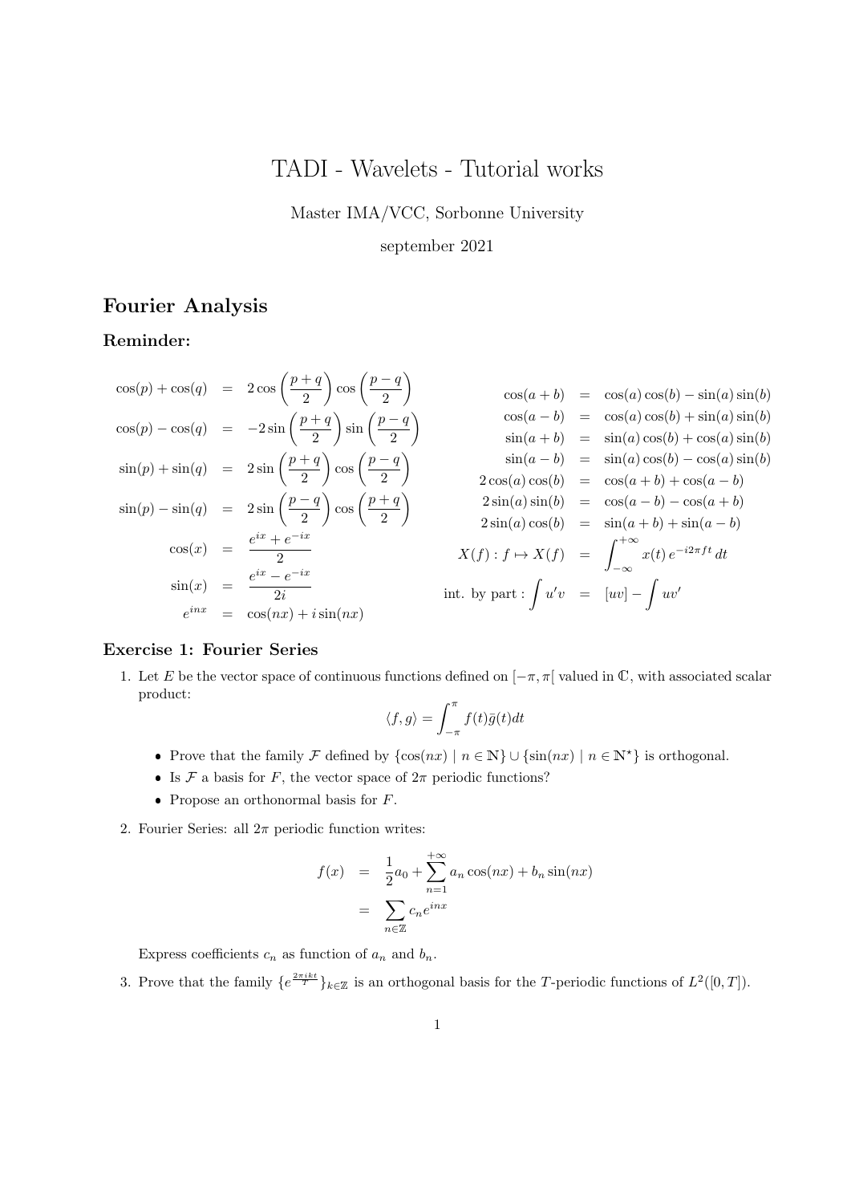# TADI - Wavelets - Tutorial works

Master IMA/VCC, Sorbonne University

september 2021

## Fourier Analysis

### Reminder:

$$
\begin{aligned}
\cos(p) + \cos(q) &= 2\cos\left(\frac{p+q}{2}\right)\cos\left(\frac{p-q}{2}\right) \\
\cos(p) - \cos(q) &= -2\sin\left(\frac{p+q}{2}\right)\sin\left(\frac{p-q}{2}\right) \\
\sin(p) + \sin(q) &= 2\sin\left(\frac{p+q}{2}\right)\cos\left(\frac{p-q}{2}\right) \\
\sin(p) - \sin(q) &= 2\sin\left(\frac{p-q}{2}\right)\cos\left(\frac{p+q}{2}\right) \\
\cos(x) &= \frac{e^{ix} + e^{-ix}}{2} \\
\sin(x) &= \frac{e^{ix} - e^{-ix}}{2i} \\
e^{inx} &= \cos(nx) + i\sin(nx)
\end{aligned}
$$

$$
\begin{aligned}
\cos(a+b) &= \cos(a)\cos(b) - \sin(a)\sin(b) \\
\cos(a-b) &= \cos(a)\cos(b) + \sin(a)\sin(b) \\
\sin(a+b) &= \sin(a)\cos(b) + \cos(a)\sin(b) \\
\sin(a-b) &= \sin(a)\cos(b) - \cos(a)\sin(b) \\
2\cos(a)\cos(b) &= \cos(a+b) + \cos(a-b) \\
2\sin(a)\sin(b) &= \cos(a-b) - \cos(a+b) \\
2\sin(a)\cos(b) &= \sin(a+b) + \sin(a-b) \\
X(f) : f \mapsto X(f) &= \int_{-\infty}^{+\infty} x(t)\, e^{-i2\pi f t}\, dt \\
\text{int. by part} : \int u'v &= [uv] - \int uv'
\end{aligned}
$$

### Exercise 1: Fourier Series

1. Let $E$ be the vector space of continuous functions defined on $[-\pi, \pi[$ valued in $\mathbb{C}$, with associated scalar product:

$$
\langle f, g \rangle = \int_{-\pi}^{\pi} f(t)\bar{g}(t)dt
$$

   - Prove that the family $\mathcal{F}$ defined by $\{\cos(nx) \mid n \in \mathbb{N}\} \cup \{\sin(nx) \mid n \in \mathbb{N}^{\star}\}$ is orthogonal.
   - Is $\mathcal{F}$ a basis for $F$, the vector space of $2\pi$ periodic functions?
   - Propose an orthonormal basis for $F$.

2. Fourier Series: all $2\pi$ periodic function writes:

$$
\begin{aligned}
f(x) &= \frac{1}{2}a_0 + \sum_{n=1}^{+\infty} a_n \cos(nx) + b_n \sin(nx) \\
&= \sum_{n \in \mathbb{Z}} c_n e^{inx}
\end{aligned}
$$

   Express coefficients $c_n$ as function of $a_n$ and $b_n$.

3. Prove that the family $\{e^{\frac{2\pi i k t}{T}}\}_{k \in \mathbb{Z}}$ is an orthogonal basis for the $T$-periodic functions of $L^2([0,T])$.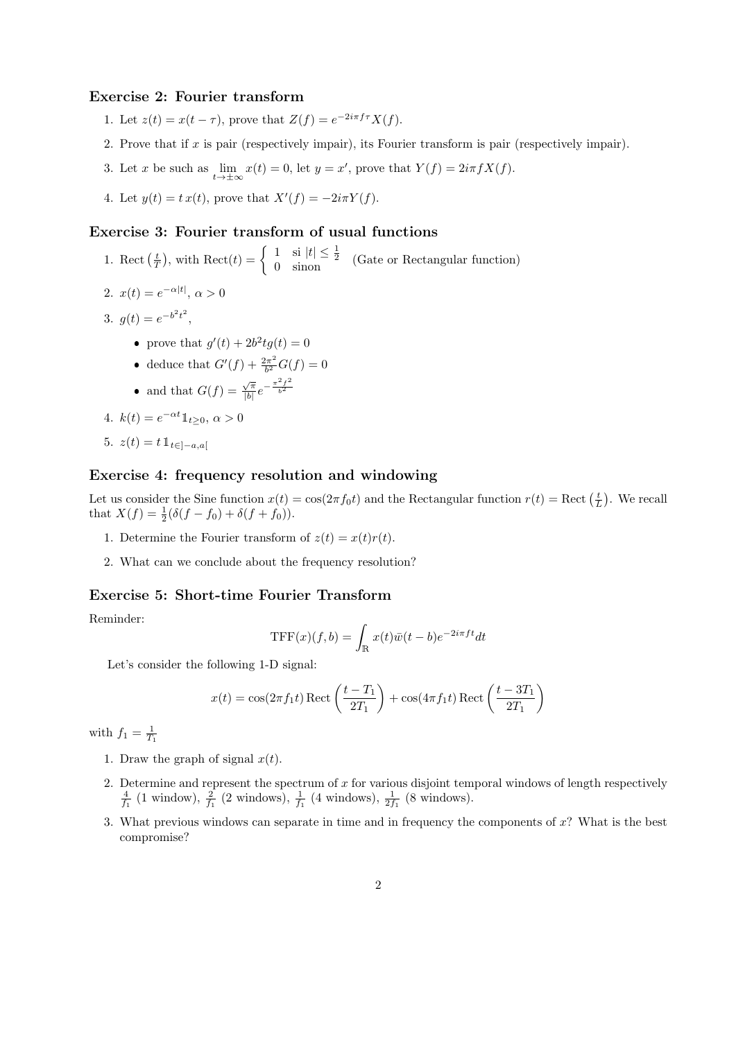### Exercise 2: Fourier transform

1. Let $z(t) = x(t - \tau)$, prove that $Z(f) = e^{-2i\pi f\tau} X(f)$.
2. Prove that if $x$ is pair (respectively impair), its Fourier transform is pair (respectively impair).
3. Let $x$ be such as $\lim_{t\to\pm\infty} x(t) = 0$, let $y = x'$, prove that $Y(f) = 2i\pi f X(f)$.
4. Let $y(t) = t\,x(t)$, prove that $X'(f) = -2i\pi Y(f)$.

### Exercise 3: Fourier transform of usual functions

1. $\text{Rect}\left(\frac{t}{T}\right)$, with $\text{Rect}(t) = \begin{cases} 1 & \text{si } |t| \leq \frac{1}{2} \\ 0 & \text{sinon} \end{cases}$ (Gate or Rectangular function)
2. $x(t) = e^{-\alpha|t|}$, $\alpha > 0$
3. $g(t) = e^{-b^2t^2}$,
   - prove that $g'(t) + 2b^2 t g(t) = 0$
   - deduce that $G'(f) + \frac{2\pi^2}{b^2} G(f) = 0$
   - and that $G(f) = \frac{\sqrt{\pi}}{|b|} e^{-\frac{\pi^2 f^2}{b^2}}$
4. $k(t) = e^{-\alpha t} \mathbb{1}_{t\geq 0}$, $\alpha > 0$
5. $z(t) = t\,\mathbb{1}_{t\in]-a,a[}$

### Exercise 4: frequency resolution and windowing

Let us consider the Sine function $x(t) = \cos(2\pi f_0 t)$ and the Rectangular function $r(t) = \text{Rect}\left(\frac{t}{L}\right)$. We recall that $X(f) = \frac{1}{2}(\delta(f - f_0) + \delta(f + f_0))$.

1. Determine the Fourier transform of $z(t) = x(t)r(t)$.
2. What can we conclude about the frequency resolution?

### Exercise 5: Short-time Fourier Transform

Reminder:

$$\text{TFF}(x)(f, b) = \int_{\mathbb{R}} x(t)\bar{w}(t - b)e^{-2i\pi f t} dt$$

Let's consider the following 1-D signal:

$$x(t) = \cos(2\pi f_1 t)\,\text{Rect}\left(\frac{t - T_1}{2T_1}\right) + \cos(4\pi f_1 t)\,\text{Rect}\left(\frac{t - 3T_1}{2T_1}\right)$$

with $f_1 = \frac{1}{T_1}$

1. Draw the graph of signal $x(t)$.
2. Determine and represent the spectrum of $x$ for various disjoint temporal windows of length respectively $\frac{4}{f_1}$ (1 window), $\frac{2}{f_1}$ (2 windows), $\frac{1}{f_1}$ (4 windows), $\frac{1}{2f_1}$ (8 windows).
3. What previous windows can separate in time and in frequency the components of $x$? What is the best compromise?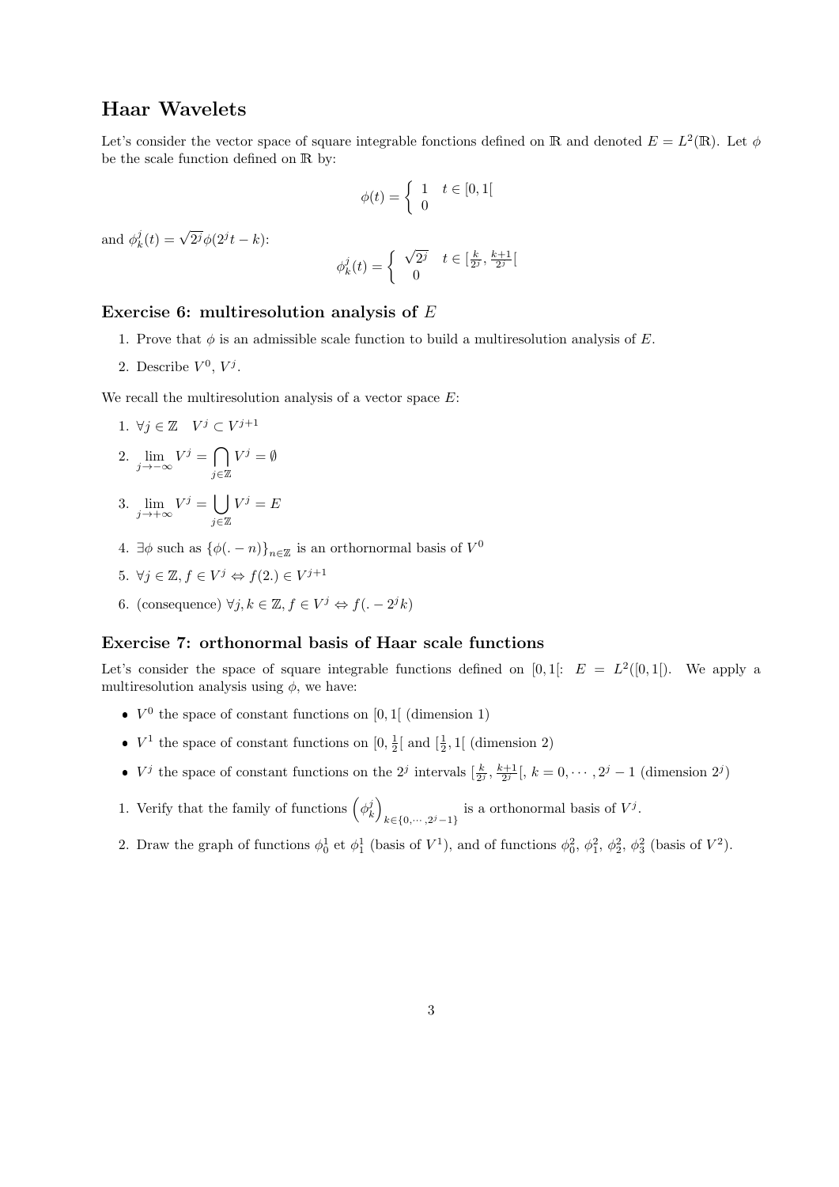## Haar Wavelets

Let's consider the vector space of square integrable fonctions defined on $\mathbb{R}$ and denoted $E = L^2(\mathbb{R})$. Let $\phi$ be the scale function defined on $\mathbb{R}$ by:

$$\phi(t) = \begin{cases} 1 & t \in [0, 1[ \\ 0 & \end{cases}$$

and $\phi^j_k(t) = \sqrt{2^j}\phi(2^j t - k)$:

$$\phi^j_k(t) = \begin{cases} \sqrt{2^j} & t \in [\frac{k}{2^j}, \frac{k+1}{2^j}[ \\ 0 & \end{cases}$$

### Exercise 6: multiresolution analysis of $E$

1. Prove that $\phi$ is an admissible scale function to build a multiresolution analysis of $E$.
2. Describe $V^0$, $V^j$.

We recall the multiresolution analysis of a vector space $E$:

1. $\forall j \in \mathbb{Z} \quad V^j \subset V^{j+1}$
2. $\lim\limits_{j \to -\infty} V^j = \bigcap\limits_{j \in \mathbb{Z}} V^j = \emptyset$
3. $\lim\limits_{j \to +\infty} V^j = \bigcup\limits_{j \in \mathbb{Z}} V^j = E$
4. $\exists \phi$ such as $\{\phi(. - n)\}_{n \in \mathbb{Z}}$ is an orthornormal basis of $V^0$
5. $\forall j \in \mathbb{Z}, f \in V^j \Leftrightarrow f(2.) \in V^{j+1}$
6. (consequence) $\forall j, k \in \mathbb{Z}, f \in V^j \Leftrightarrow f(. - 2^j k)$

### Exercise 7: orthonormal basis of Haar scale functions

Let's consider the space of square integrable functions defined on $[0, 1[$: $E = L^2([0, 1[)$. We apply a multiresolution analysis using $\phi$, we have:

- $V^0$ the space of constant functions on $[0, 1[$ (dimension 1)
- $V^1$ the space of constant functions on $[0, \frac{1}{2}[$ and $[\frac{1}{2}, 1[$ (dimension 2)
- $V^j$ the space of constant functions on the $2^j$ intervals $[\frac{k}{2^j}, \frac{k+1}{2^j}[$, $k = 0, \cdots, 2^j - 1$ (dimension $2^j$)

1. Verify that the family of functions $\left(\phi^j_k\right)_{k \in \{0, \cdots, 2^j - 1\}}$ is a orthonormal basis of $V^j$.
2. Draw the graph of functions $\phi^1_0$ et $\phi^1_1$ (basis of $V^1$), and of functions $\phi^2_0$, $\phi^2_1$, $\phi^2_2$, $\phi^2_3$ (basis of $V^2$).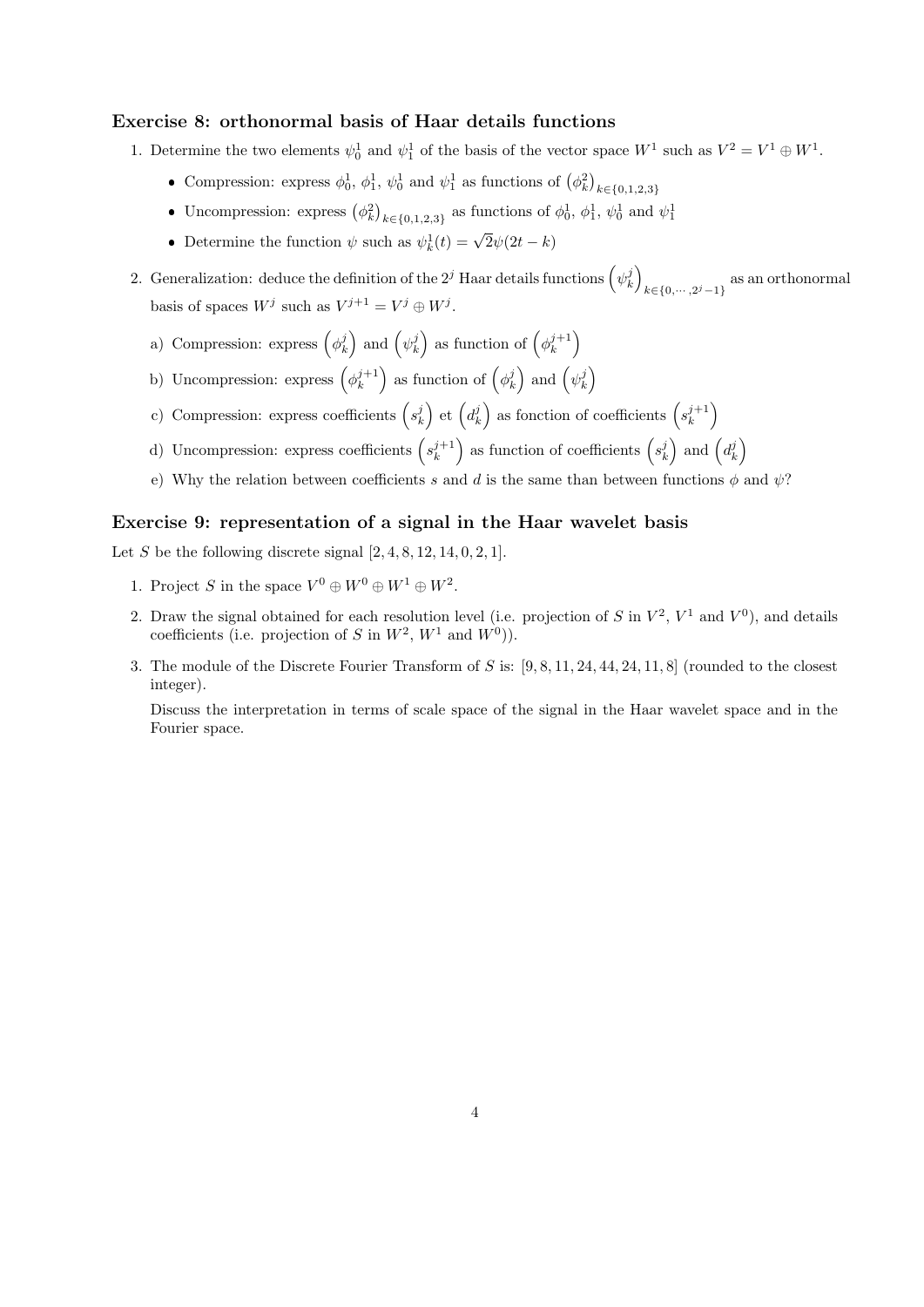### Exercise 8: orthonormal basis of Haar details functions

1. Determine the two elements $\psi_0^1$ and $\psi_1^1$ of the basis of the vector space $W^1$ such as $V^2 = V^1 \oplus W^1$.
   - Compression: express $\phi_0^1$, $\phi_1^1$, $\psi_0^1$ and $\psi_1^1$ as functions of $\left(\phi_k^2\right)_{k\in\{0,1,2,3\}}$
   - Uncompression: express $\left(\phi_k^2\right)_{k\in\{0,1,2,3\}}$ as functions of $\phi_0^1$, $\phi_1^1$, $\psi_0^1$ and $\psi_1^1$
   - Determine the function $\psi$ such as $\psi_k^1(t) = \sqrt{2}\psi(2t-k)$
2. Generalization: deduce the definition of the $2^j$ Haar details functions $\left(\psi_k^j\right)_{k\in\{0,\cdots,2^j-1\}}$ as an orthonormal basis of spaces $W^j$ such as $V^{j+1} = V^j \oplus W^j$.
   a) Compression: express $\left(\phi_k^j\right)$ and $\left(\psi_k^j\right)$ as function of $\left(\phi_k^{j+1}\right)$
   b) Uncompression: express $\left(\phi_k^{j+1}\right)$ as function of $\left(\phi_k^j\right)$ and $\left(\psi_k^j\right)$
   c) Compression: express coefficients $\left(s_k^j\right)$ et $\left(d_k^j\right)$ as fonction of coefficients $\left(s_k^{j+1}\right)$
   d) Uncompression: express coefficients $\left(s_k^{j+1}\right)$ as function of coefficients $\left(s_k^j\right)$ and $\left(d_k^j\right)$
   e) Why the relation between coefficients $s$ and $d$ is the same than between functions $\phi$ and $\psi$?

### Exercise 9: representation of a signal in the Haar wavelet basis

Let $S$ be the following discrete signal $[2, 4, 8, 12, 14, 0, 2, 1]$.

1. Project $S$ in the space $V^0 \oplus W^0 \oplus W^1 \oplus W^2$.
2. Draw the signal obtained for each resolution level (i.e. projection of $S$ in $V^2$, $V^1$ and $V^0$), and details coefficients (i.e. projection of $S$ in $W^2$, $W^1$ and $W^0$)).
3. The module of the Discrete Fourier Transform of $S$ is: $[9, 8, 11, 24, 44, 24, 11, 8]$ (rounded to the closest integer).

   Discuss the interpretation in terms of scale space of the signal in the Haar wavelet space and in the Fourier space.